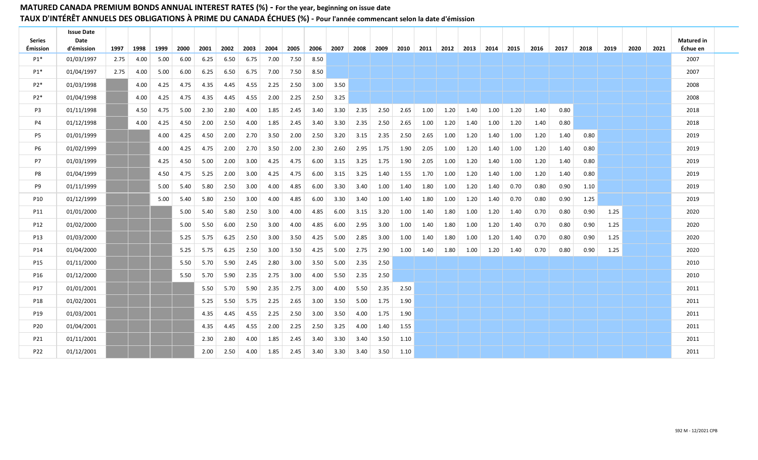**MATURED CANADA PREMIUM BONDS ANNUAL INTEREST RATES (%) - For the year, beginning on issue date**

**TAUX D'INTÉRÊT ANNUELS DES OBLIGATIONS À PRIME DU CANADA ÉCHUES (%) - Pour l'année commencant selon la date d'émission**

| Series Émission | Issue Date Date d'émission | 1997 | 1998 | 1999 | 2000 | 2001 | 2002 | 2003 | 2004 | 2005 | 2006 | 2007 | 2008 | 2009 | 2010 | 2011 | 2012 | 2013 | 2014 | 2015 | 2016 | 2017 | 2018 | 2019 | 2020 | 2021 | Matured in Échue en |
|---|---|---|---|---|---|---|---|---|---|---|---|---|---|---|---|---|---|---|---|---|---|---|---|---|---|---|---|
| P1* | 01/03/1997 | 2.75 | 4.00 | 5.00 | 6.00 | 6.25 | 6.50 | 6.75 | 7.00 | 7.50 | 8.50 | | | | | | | | | | | | | | | | 2007 |
| P1* | 01/04/1997 | 2.75 | 4.00 | 5.00 | 6.00 | 6.25 | 6.50 | 6.75 | 7.00 | 7.50 | 8.50 | | | | | | | | | | | | | | | | 2007 |
| P2* | 01/03/1998 | | 4.00 | 4.25 | 4.75 | 4.35 | 4.45 | 4.55 | 2.25 | 2.50 | 3.00 | 3.50 | | | | | | | | | | | | | | | 2008 |
| P2* | 01/04/1998 | | 4.00 | 4.25 | 4.75 | 4.35 | 4.45 | 4.55 | 2.00 | 2.25 | 2.50 | 3.25 | | | | | | | | | | | | | | | 2008 |
| P3 | 01/11/1998 | | 4.50 | 4.75 | 5.00 | 2.30 | 2.80 | 4.00 | 1.85 | 2.45 | 3.40 | 3.30 | 2.35 | 2.50 | 2.65 | 1.00 | 1.20 | 1.40 | 1.00 | 1.20 | 1.40 | 0.80 | | | | | 2018 |
| P4 | 01/12/1998 | | 4.00 | 4.25 | 4.50 | 2.00 | 2.50 | 4.00 | 1.85 | 2.45 | 3.40 | 3.30 | 2.35 | 2.50 | 2.65 | 1.00 | 1.20 | 1.40 | 1.00 | 1.20 | 1.40 | 0.80 | | | | | 2018 |
| P5 | 01/01/1999 | | | 4.00 | 4.25 | 4.50 | 2.00 | 2.70 | 3.50 | 2.00 | 2.50 | 3.20 | 3.15 | 2.35 | 2.50 | 2.65 | 1.00 | 1.20 | 1.40 | 1.00 | 1.20 | 1.40 | 0.80 | | | | 2019 |
| P6 | 01/02/1999 | | | 4.00 | 4.25 | 4.75 | 2.00 | 2.70 | 3.50 | 2.00 | 2.30 | 2.60 | 2.95 | 1.75 | 1.90 | 2.05 | 1.00 | 1.20 | 1.40 | 1.00 | 1.20 | 1.40 | 0.80 | | | | 2019 |
| P7 | 01/03/1999 | | | 4.25 | 4.50 | 5.00 | 2.00 | 3.00 | 4.25 | 4.75 | 6.00 | 3.15 | 3.25 | 1.75 | 1.90 | 2.05 | 1.00 | 1.20 | 1.40 | 1.00 | 1.20 | 1.40 | 0.80 | | | | 2019 |
| P8 | 01/04/1999 | | | 4.50 | 4.75 | 5.25 | 2.00 | 3.00 | 4.25 | 4.75 | 6.00 | 3.15 | 3.25 | 1.40 | 1.55 | 1.70 | 1.00 | 1.20 | 1.40 | 1.00 | 1.20 | 1.40 | 0.80 | | | | 2019 |
| P9 | 01/11/1999 | | | 5.00 | 5.40 | 5.80 | 2.50 | 3.00 | 4.00 | 4.85 | 6.00 | 3.30 | 3.40 | 1.00 | 1.40 | 1.80 | 1.00 | 1.20 | 1.40 | 0.70 | 0.80 | 0.90 | 1.10 | | | | 2019 |
| P10 | 01/12/1999 | | | 5.00 | 5.40 | 5.80 | 2.50 | 3.00 | 4.00 | 4.85 | 6.00 | 3.30 | 3.40 | 1.00 | 1.40 | 1.80 | 1.00 | 1.20 | 1.40 | 0.70 | 0.80 | 0.90 | 1.25 | | | | 2019 |
| P11 | 01/01/2000 | | | | 5.00 | 5.40 | 5.80 | 2.50 | 3.00 | 4.00 | 4.85 | 6.00 | 3.15 | 3.20 | 1.00 | 1.40 | 1.80 | 1.00 | 1.20 | 1.40 | 0.70 | 0.80 | 0.90 | 1.25 | | | 2020 |
| P12 | 01/02/2000 | | | | 5.00 | 5.50 | 6.00 | 2.50 | 3.00 | 4.00 | 4.85 | 6.00 | 2.95 | 3.00 | 1.00 | 1.40 | 1.80 | 1.00 | 1.20 | 1.40 | 0.70 | 0.80 | 0.90 | 1.25 | | | 2020 |
| P13 | 01/03/2000 | | | | 5.25 | 5.75 | 6.25 | 2.50 | 3.00 | 3.50 | 4.25 | 5.00 | 2.85 | 3.00 | 1.00 | 1.40 | 1.80 | 1.00 | 1.20 | 1.40 | 0.70 | 0.80 | 0.90 | 1.25 | | | 2020 |
| P14 | 01/04/2000 | | | | 5.25 | 5.75 | 6.25 | 2.50 | 3.00 | 3.50 | 4.25 | 5.00 | 2.75 | 2.90 | 1.00 | 1.40 | 1.80 | 1.00 | 1.20 | 1.40 | 0.70 | 0.80 | 0.90 | 1.25 | | | 2020 |
| P15 | 01/11/2000 | | | | 5.50 | 5.70 | 5.90 | 2.45 | 2.80 | 3.00 | 3.50 | 5.00 | 2.35 | 2.50 | | | | | | | | | | | | | 2010 |
| P16 | 01/12/2000 | | | | 5.50 | 5.70 | 5.90 | 2.35 | 2.75 | 3.00 | 4.00 | 5.50 | 2.35 | 2.50 | | | | | | | | | | | | | 2010 |
| P17 | 01/01/2001 | | | | | 5.50 | 5.70 | 5.90 | 2.35 | 2.75 | 3.00 | 4.00 | 5.50 | 2.35 | 2.50 | | | | | | | | | | | | 2011 |
| P18 | 01/02/2001 | | | | | 5.25 | 5.50 | 5.75 | 2.25 | 2.65 | 3.00 | 3.50 | 5.00 | 1.75 | 1.90 | | | | | | | | | | | | 2011 |
| P19 | 01/03/2001 | | | | | 4.35 | 4.45 | 4.55 | 2.25 | 2.50 | 3.00 | 3.50 | 4.00 | 1.75 | 1.90 | | | | | | | | | | | | 2011 |
| P20 | 01/04/2001 | | | | | 4.35 | 4.45 | 4.55 | 2.00 | 2.25 | 2.50 | 3.25 | 4.00 | 1.40 | 1.55 | | | | | | | | | | | | 2011 |
| P21 | 01/11/2001 | | | | | 2.30 | 2.80 | 4.00 | 1.85 | 2.45 | 3.40 | 3.30 | 3.40 | 3.50 | 1.10 | | | | | | | | | | | | 2011 |
| P22 | 01/12/2001 | | | | | 2.00 | 2.50 | 4.00 | 1.85 | 2.45 | 3.40 | 3.30 | 3.40 | 3.50 | 1.10 | | | | | | | | | | | | 2011 |

S92 M - 12/2021 CPB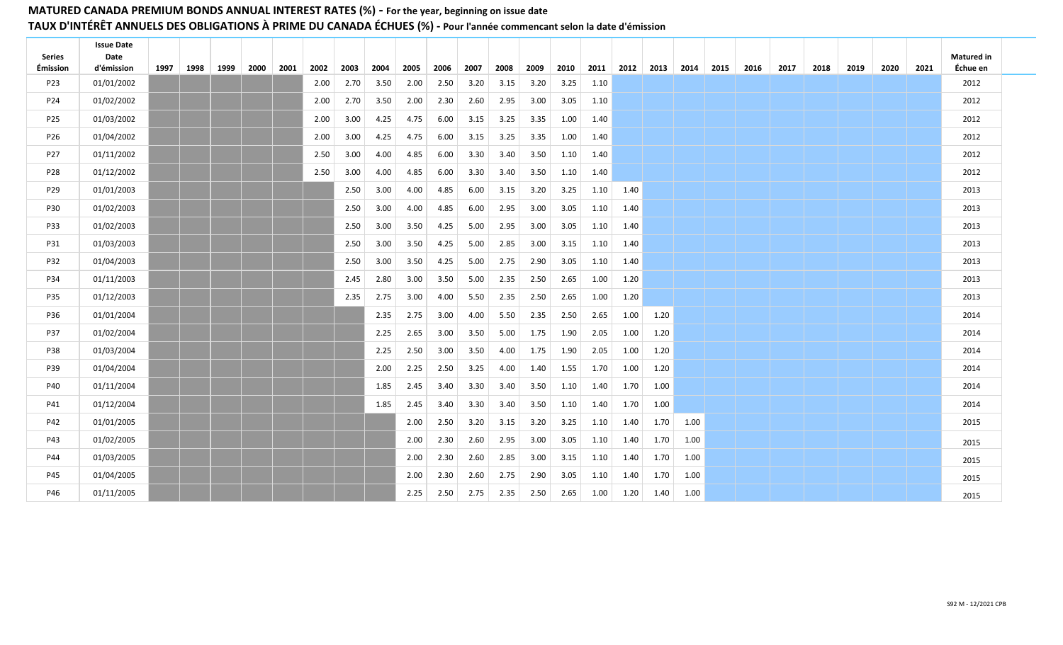**MATURED CANADA PREMIUM BONDS ANNUAL INTEREST RATES (%) - For the year, beginning on issue date**

**TAUX D'INTÉRÊT ANNUELS DES OBLIGATIONS À PRIME DU CANADA ÉCHUES (%) - Pour l'année commencant selon la date d'émission**

| Series Émission | Issue Date Date d'émission | 1997 | 1998 | 1999 | 2000 | 2001 | 2002 | 2003 | 2004 | 2005 | 2006 | 2007 | 2008 | 2009 | 2010 | 2011 | 2012 | 2013 | 2014 | 2015 | 2016 | 2017 | 2018 | 2019 | 2020 | 2021 | Matured in Échue en |
|---|---|---|---|---|---|---|---|---|---|---|---|---|---|---|---|---|---|---|---|---|---|---|---|---|---|---|---|
| P23 | 01/01/2002 | | | | | | 2.00 | 2.70 | 3.50 | 2.00 | 2.50 | 3.20 | 3.15 | 3.20 | 3.25 | 1.10 | | | | | | | | | | | 2012 |
| P24 | 01/02/2002 | | | | | | 2.00 | 2.70 | 3.50 | 2.00 | 2.30 | 2.60 | 2.95 | 3.00 | 3.05 | 1.10 | | | | | | | | | | | 2012 |
| P25 | 01/03/2002 | | | | | | 2.00 | 3.00 | 4.25 | 4.75 | 6.00 | 3.15 | 3.25 | 3.35 | 1.00 | 1.40 | | | | | | | | | | | 2012 |
| P26 | 01/04/2002 | | | | | | 2.00 | 3.00 | 4.25 | 4.75 | 6.00 | 3.15 | 3.25 | 3.35 | 1.00 | 1.40 | | | | | | | | | | | 2012 |
| P27 | 01/11/2002 | | | | | | 2.50 | 3.00 | 4.00 | 4.85 | 6.00 | 3.30 | 3.40 | 3.50 | 1.10 | 1.40 | | | | | | | | | | | 2012 |
| P28 | 01/12/2002 | | | | | | 2.50 | 3.00 | 4.00 | 4.85 | 6.00 | 3.30 | 3.40 | 3.50 | 1.10 | 1.40 | | | | | | | | | | | 2012 |
| P29 | 01/01/2003 | | | | | | | 2.50 | 3.00 | 4.00 | 4.85 | 6.00 | 3.15 | 3.20 | 3.25 | 1.10 | 1.40 | | | | | | | | | | 2013 |
| P30 | 01/02/2003 | | | | | | | 2.50 | 3.00 | 4.00 | 4.85 | 6.00 | 2.95 | 3.00 | 3.05 | 1.10 | 1.40 | | | | | | | | | | 2013 |
| P33 | 01/02/2003 | | | | | | | 2.50 | 3.00 | 3.50 | 4.25 | 5.00 | 2.95 | 3.00 | 3.05 | 1.10 | 1.40 | | | | | | | | | | 2013 |
| P31 | 01/03/2003 | | | | | | | 2.50 | 3.00 | 3.50 | 4.25 | 5.00 | 2.85 | 3.00 | 3.15 | 1.10 | 1.40 | | | | | | | | | | 2013 |
| P32 | 01/04/2003 | | | | | | | 2.50 | 3.00 | 3.50 | 4.25 | 5.00 | 2.75 | 2.90 | 3.05 | 1.10 | 1.40 | | | | | | | | | | 2013 |
| P34 | 01/11/2003 | | | | | | | 2.45 | 2.80 | 3.00 | 3.50 | 5.00 | 2.35 | 2.50 | 2.65 | 1.00 | 1.20 | | | | | | | | | | 2013 |
| P35 | 01/12/2003 | | | | | | | 2.35 | 2.75 | 3.00 | 4.00 | 5.50 | 2.35 | 2.50 | 2.65 | 1.00 | 1.20 | | | | | | | | | | 2013 |
| P36 | 01/01/2004 | | | | | | | | 2.35 | 2.75 | 3.00 | 4.00 | 5.50 | 2.35 | 2.50 | 2.65 | 1.00 | 1.20 | | | | | | | | | 2014 |
| P37 | 01/02/2004 | | | | | | | | 2.25 | 2.65 | 3.00 | 3.50 | 5.00 | 1.75 | 1.90 | 2.05 | 1.00 | 1.20 | | | | | | | | | 2014 |
| P38 | 01/03/2004 | | | | | | | | 2.25 | 2.50 | 3.00 | 3.50 | 4.00 | 1.75 | 1.90 | 2.05 | 1.00 | 1.20 | | | | | | | | | 2014 |
| P39 | 01/04/2004 | | | | | | | | 2.00 | 2.25 | 2.50 | 3.25 | 4.00 | 1.40 | 1.55 | 1.70 | 1.00 | 1.20 | | | | | | | | | 2014 |
| P40 | 01/11/2004 | | | | | | | | 1.85 | 2.45 | 3.40 | 3.30 | 3.40 | 3.50 | 1.10 | 1.40 | 1.70 | 1.00 | | | | | | | | | 2014 |
| P41 | 01/12/2004 | | | | | | | | 1.85 | 2.45 | 3.40 | 3.30 | 3.40 | 3.50 | 1.10 | 1.40 | 1.70 | 1.00 | | | | | | | | | 2014 |
| P42 | 01/01/2005 | | | | | | | | | 2.00 | 2.50 | 3.20 | 3.15 | 3.20 | 3.25 | 1.10 | 1.40 | 1.70 | 1.00 | | | | | | | | 2015 |
| P43 | 01/02/2005 | | | | | | | | | 2.00 | 2.30 | 2.60 | 2.95 | 3.00 | 3.05 | 1.10 | 1.40 | 1.70 | 1.00 | | | | | | | | 2015 |
| P44 | 01/03/2005 | | | | | | | | | 2.00 | 2.30 | 2.60 | 2.85 | 3.00 | 3.15 | 1.10 | 1.40 | 1.70 | 1.00 | | | | | | | | 2015 |
| P45 | 01/04/2005 | | | | | | | | | 2.00 | 2.30 | 2.60 | 2.75 | 2.90 | 3.05 | 1.10 | 1.40 | 1.70 | 1.00 | | | | | | | | 2015 |
| P46 | 01/11/2005 | | | | | | | | | 2.25 | 2.50 | 2.75 | 2.35 | 2.50 | 2.65 | 1.00 | 1.20 | 1.40 | 1.00 | | | | | | | | 2015 |

S92 M - 12/2021 CPB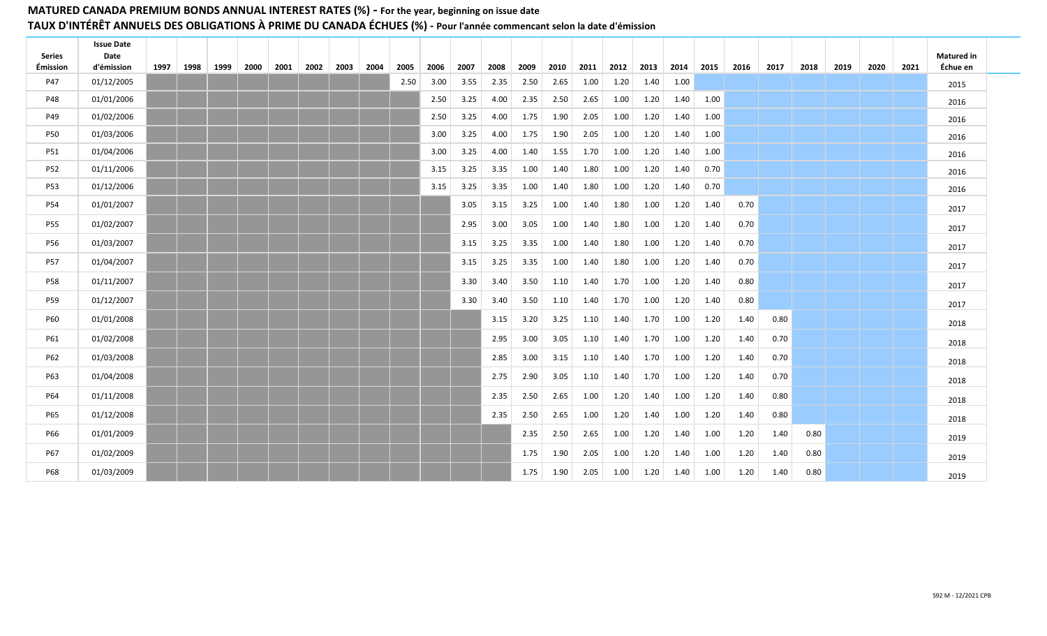**MATURED CANADA PREMIUM BONDS ANNUAL INTEREST RATES (%) - For the year, beginning on issue date**

**TAUX D'INTÉRÊT ANNUELS DES OBLIGATIONS À PRIME DU CANADA ÉCHUES (%) - Pour l'année commencant selon la date d'émission**

| Series Émission | Issue Date Date d'émission | 1997 | 1998 | 1999 | 2000 | 2001 | 2002 | 2003 | 2004 | 2005 | 2006 | 2007 | 2008 | 2009 | 2010 | 2011 | 2012 | 2013 | 2014 | 2015 | 2016 | 2017 | 2018 | 2019 | 2020 | 2021 | Matured in Échue en |
|---|---|---|---|---|---|---|---|---|---|---|---|---|---|---|---|---|---|---|---|---|---|---|---|---|---|---|---|
| P47 | 01/12/2005 | | | | | | | | | 2.50 | 3.00 | 3.55 | 2.35 | 2.50 | 2.65 | 1.00 | 1.20 | 1.40 | 1.00 | | | | | | | | 2015 |
| P48 | 01/01/2006 | | | | | | | | | | 2.50 | 3.25 | 4.00 | 2.35 | 2.50 | 2.65 | 1.00 | 1.20 | 1.40 | 1.00 | | | | | | | 2016 |
| P49 | 01/02/2006 | | | | | | | | | | 2.50 | 3.25 | 4.00 | 1.75 | 1.90 | 2.05 | 1.00 | 1.20 | 1.40 | 1.00 | | | | | | | 2016 |
| P50 | 01/03/2006 | | | | | | | | | | 3.00 | 3.25 | 4.00 | 1.75 | 1.90 | 2.05 | 1.00 | 1.20 | 1.40 | 1.00 | | | | | | | 2016 |
| P51 | 01/04/2006 | | | | | | | | | | 3.00 | 3.25 | 4.00 | 1.40 | 1.55 | 1.70 | 1.00 | 1.20 | 1.40 | 1.00 | | | | | | | 2016 |
| P52 | 01/11/2006 | | | | | | | | | | 3.15 | 3.25 | 3.35 | 1.00 | 1.40 | 1.80 | 1.00 | 1.20 | 1.40 | 0.70 | | | | | | | 2016 |
| P53 | 01/12/2006 | | | | | | | | | | 3.15 | 3.25 | 3.35 | 1.00 | 1.40 | 1.80 | 1.00 | 1.20 | 1.40 | 0.70 | | | | | | | 2016 |
| P54 | 01/01/2007 | | | | | | | | | | | 3.05 | 3.15 | 3.25 | 1.00 | 1.40 | 1.80 | 1.00 | 1.20 | 1.40 | 0.70 | | | | | | 2017 |
| P55 | 01/02/2007 | | | | | | | | | | | 2.95 | 3.00 | 3.05 | 1.00 | 1.40 | 1.80 | 1.00 | 1.20 | 1.40 | 0.70 | | | | | | 2017 |
| P56 | 01/03/2007 | | | | | | | | | | | 3.15 | 3.25 | 3.35 | 1.00 | 1.40 | 1.80 | 1.00 | 1.20 | 1.40 | 0.70 | | | | | | 2017 |
| P57 | 01/04/2007 | | | | | | | | | | | 3.15 | 3.25 | 3.35 | 1.00 | 1.40 | 1.80 | 1.00 | 1.20 | 1.40 | 0.70 | | | | | | 2017 |
| P58 | 01/11/2007 | | | | | | | | | | | 3.30 | 3.40 | 3.50 | 1.10 | 1.40 | 1.70 | 1.00 | 1.20 | 1.40 | 0.80 | | | | | | 2017 |
| P59 | 01/12/2007 | | | | | | | | | | | 3.30 | 3.40 | 3.50 | 1.10 | 1.40 | 1.70 | 1.00 | 1.20 | 1.40 | 0.80 | | | | | | 2017 |
| P60 | 01/01/2008 | | | | | | | | | | | | 3.15 | 3.20 | 3.25 | 1.10 | 1.40 | 1.70 | 1.00 | 1.20 | 1.40 | 0.80 | | | | | 2018 |
| P61 | 01/02/2008 | | | | | | | | | | | | 2.95 | 3.00 | 3.05 | 1.10 | 1.40 | 1.70 | 1.00 | 1.20 | 1.40 | 0.70 | | | | | 2018 |
| P62 | 01/03/2008 | | | | | | | | | | | | 2.85 | 3.00 | 3.15 | 1.10 | 1.40 | 1.70 | 1.00 | 1.20 | 1.40 | 0.70 | | | | | 2018 |
| P63 | 01/04/2008 | | | | | | | | | | | | 2.75 | 2.90 | 3.05 | 1.10 | 1.40 | 1.70 | 1.00 | 1.20 | 1.40 | 0.70 | | | | | 2018 |
| P64 | 01/11/2008 | | | | | | | | | | | | 2.35 | 2.50 | 2.65 | 1.00 | 1.20 | 1.40 | 1.00 | 1.20 | 1.40 | 0.80 | | | | | 2018 |
| P65 | 01/12/2008 | | | | | | | | | | | | 2.35 | 2.50 | 2.65 | 1.00 | 1.20 | 1.40 | 1.00 | 1.20 | 1.40 | 0.80 | | | | | 2018 |
| P66 | 01/01/2009 | | | | | | | | | | | | | 2.35 | 2.50 | 2.65 | 1.00 | 1.20 | 1.40 | 1.00 | 1.20 | 1.40 | 0.80 | | | | 2019 |
| P67 | 01/02/2009 | | | | | | | | | | | | | 1.75 | 1.90 | 2.05 | 1.00 | 1.20 | 1.40 | 1.00 | 1.20 | 1.40 | 0.80 | | | | 2019 |
| P68 | 01/03/2009 | | | | | | | | | | | | | 1.75 | 1.90 | 2.05 | 1.00 | 1.20 | 1.40 | 1.00 | 1.20 | 1.40 | 0.80 | | | | 2019 |

592 M - 12/2021 CPB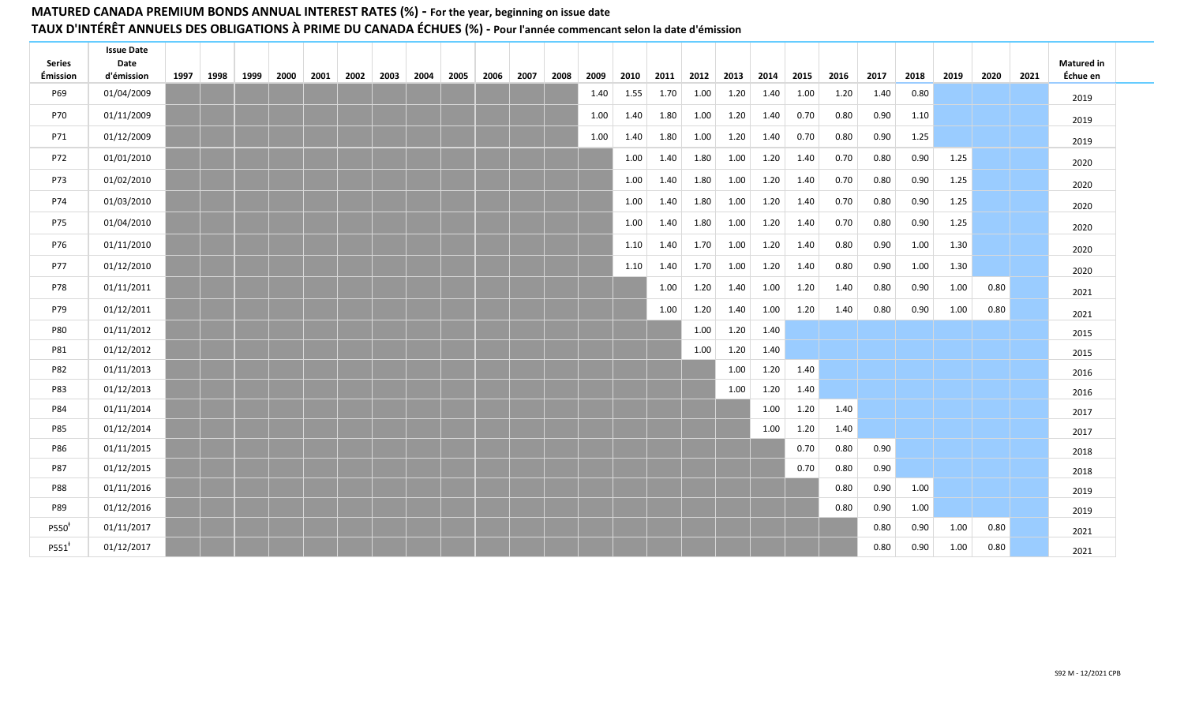# MATURED CANADA PREMIUM BONDS ANNUAL INTEREST RATES (%) - For the year, beginning on issue date

## TAUX D'INTÉRÊT ANNUELS DES OBLIGATIONS À PRIME DU CANADA ÉCHUES (%) - Pour l'année commencant selon la date d'émission

| Series Émission | Issue Date Date d'émission | 1997 | 1998 | 1999 | 2000 | 2001 | 2002 | 2003 | 2004 | 2005 | 2006 | 2007 | 2008 | 2009 | 2010 | 2011 | 2012 | 2013 | 2014 | 2015 | 2016 | 2017 | 2018 | 2019 | 2020 | 2021 | Matured in Échue en |
|---|---|---|---|---|---|---|---|---|---|---|---|---|---|---|---|---|---|---|---|---|---|---|---|---|---|---|---|
| P69 | 01/04/2009 | | | | | | | | | | | | | 1.40 | 1.55 | 1.70 | 1.00 | 1.20 | 1.40 | 1.00 | 1.20 | 1.40 | 0.80 | | | | 2019 |
| P70 | 01/11/2009 | | | | | | | | | | | | | 1.00 | 1.40 | 1.80 | 1.00 | 1.20 | 1.40 | 0.70 | 0.80 | 0.90 | 1.10 | | | | 2019 |
| P71 | 01/12/2009 | | | | | | | | | | | | | 1.00 | 1.40 | 1.80 | 1.00 | 1.20 | 1.40 | 0.70 | 0.80 | 0.90 | 1.25 | | | | 2019 |
| P72 | 01/01/2010 | | | | | | | | | | | | | | 1.00 | 1.40 | 1.80 | 1.00 | 1.20 | 1.40 | 0.70 | 0.80 | 0.90 | 1.25 | | | 2020 |
| P73 | 01/02/2010 | | | | | | | | | | | | | | 1.00 | 1.40 | 1.80 | 1.00 | 1.20 | 1.40 | 0.70 | 0.80 | 0.90 | 1.25 | | | 2020 |
| P74 | 01/03/2010 | | | | | | | | | | | | | | 1.00 | 1.40 | 1.80 | 1.00 | 1.20 | 1.40 | 0.70 | 0.80 | 0.90 | 1.25 | | | 2020 |
| P75 | 01/04/2010 | | | | | | | | | | | | | | 1.00 | 1.40 | 1.80 | 1.00 | 1.20 | 1.40 | 0.70 | 0.80 | 0.90 | 1.25 | | | 2020 |
| P76 | 01/11/2010 | | | | | | | | | | | | | | 1.10 | 1.40 | 1.70 | 1.00 | 1.20 | 1.40 | 0.80 | 0.90 | 1.00 | 1.30 | | | 2020 |
| P77 | 01/12/2010 | | | | | | | | | | | | | | 1.10 | 1.40 | 1.70 | 1.00 | 1.20 | 1.40 | 0.80 | 0.90 | 1.00 | 1.30 | | | 2020 |
| P78 | 01/11/2011 | | | | | | | | | | | | | | | 1.00 | 1.20 | 1.40 | 1.00 | 1.20 | 1.40 | 0.80 | 0.90 | 1.00 | 0.80 | | 2021 |
| P79 | 01/12/2011 | | | | | | | | | | | | | | | 1.00 | 1.20 | 1.40 | 1.00 | 1.20 | 1.40 | 0.80 | 0.90 | 1.00 | 0.80 | | 2021 |
| P80 | 01/11/2012 | | | | | | | | | | | | | | | | 1.00 | 1.20 | 1.40 | | | | | | | | 2015 |
| P81 | 01/12/2012 | | | | | | | | | | | | | | | | 1.00 | 1.20 | 1.40 | | | | | | | | 2015 |
| P82 | 01/11/2013 | | | | | | | | | | | | | | | | | 1.00 | 1.20 | 1.40 | | | | | | | 2016 |
| P83 | 01/12/2013 | | | | | | | | | | | | | | | | | 1.00 | 1.20 | 1.40 | | | | | | | 2016 |
| P84 | 01/11/2014 | | | | | | | | | | | | | | | | | | 1.00 | 1.20 | 1.40 | | | | | | 2017 |
| P85 | 01/12/2014 | | | | | | | | | | | | | | | | | | 1.00 | 1.20 | 1.40 | | | | | | 2017 |
| P86 | 01/11/2015 | | | | | | | | | | | | | | | | | | | 0.70 | 0.80 | 0.90 | | | | | 2018 |
| P87 | 01/12/2015 | | | | | | | | | | | | | | | | | | | 0.70 | 0.80 | 0.90 | | | | | 2018 |
| P88 | 01/11/2016 | | | | | | | | | | | | | | | | | | | | 0.80 | 0.90 | 1.00 | | | | 2019 |
| P89 | 01/12/2016 | | | | | | | | | | | | | | | | | | | | 0.80 | 0.90 | 1.00 | | | | 2019 |
| P550[I] | 01/11/2017 | | | | | | | | | | | | | | | | | | | | | 0.80 | 0.90 | 1.00 | 0.80 | | 2021 |
| P551[I] | 01/12/2017 | | | | | | | | | | | | | | | | | | | | | 0.80 | 0.90 | 1.00 | 0.80 | | 2021 |

S92 M - 12/2021 CPB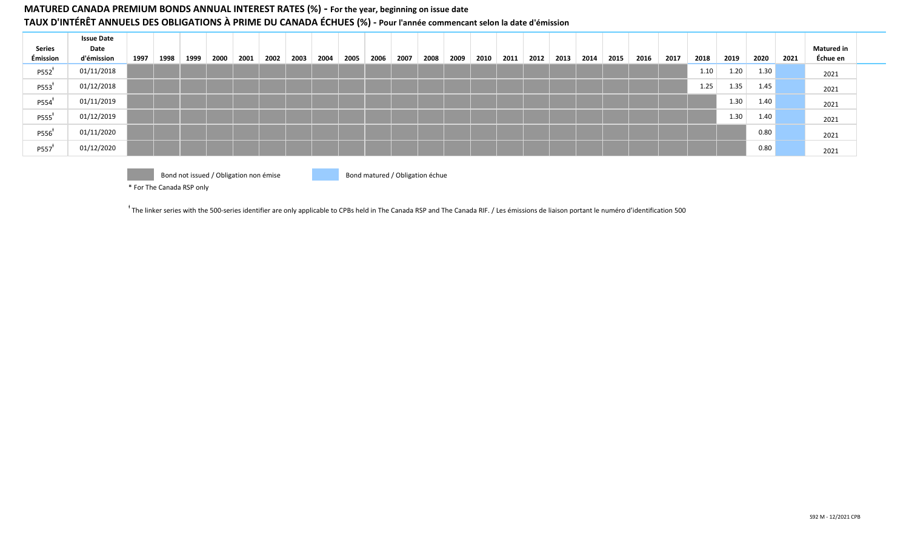## MATURED CANADA PREMIUM BONDS ANNUAL INTEREST RATES (%) - For the year, beginning on issue date

## TAUX D'INTÉRÊT ANNUELS DES OBLIGATIONS À PRIME DU CANADA ÉCHUES (%) - Pour l'année commencant selon la date d'émission

| Series Émission | Issue Date Date d'émission | 1997 | 1998 | 1999 | 2000 | 2001 | 2002 | 2003 | 2004 | 2005 | 2006 | 2007 | 2008 | 2009 | 2010 | 2011 | 2012 | 2013 | 2014 | 2015 | 2016 | 2017 | 2018 | 2019 | 2020 | 2021 | Matured in Échue en |
|---|---|---|---|---|---|---|---|---|---|---|---|---|---|---|---|---|---|---|---|---|---|---|---|---|---|---|---|
| P552[ł] | 01/11/2018 | | | | | | | | | | | | | | | | | | | | | | 1.10 | 1.20 | 1.30 | | 2021 |
| P553[ł] | 01/12/2018 | | | | | | | | | | | | | | | | | | | | | | 1.25 | 1.35 | 1.45 | | 2021 |
| P554[ł] | 01/11/2019 | | | | | | | | | | | | | | | | | | | | | | | 1.30 | 1.40 | | 2021 |
| P555[ł] | 01/12/2019 | | | | | | | | | | | | | | | | | | | | | | | 1.30 | 1.40 | | 2021 |
| P556[ł] | 01/11/2020 | | | | | | | | | | | | | | | | | | | | | | | | 0.80 | | 2021 |
| P557[ł] | 01/12/2020 | | | | | | | | | | | | | | | | | | | | | | | | 0.80 | | 2021 |

Bond not issued / Obligation non émise

Bond matured / Obligation échue

* For The Canada RSP only

[ł] The linker series with the 500-series identifier are only applicable to CPBs held in The Canada RSP and The Canada RIF. / Les émissions de liaison portant le numéro d'identification 500

592 M - 12/2021 CPB